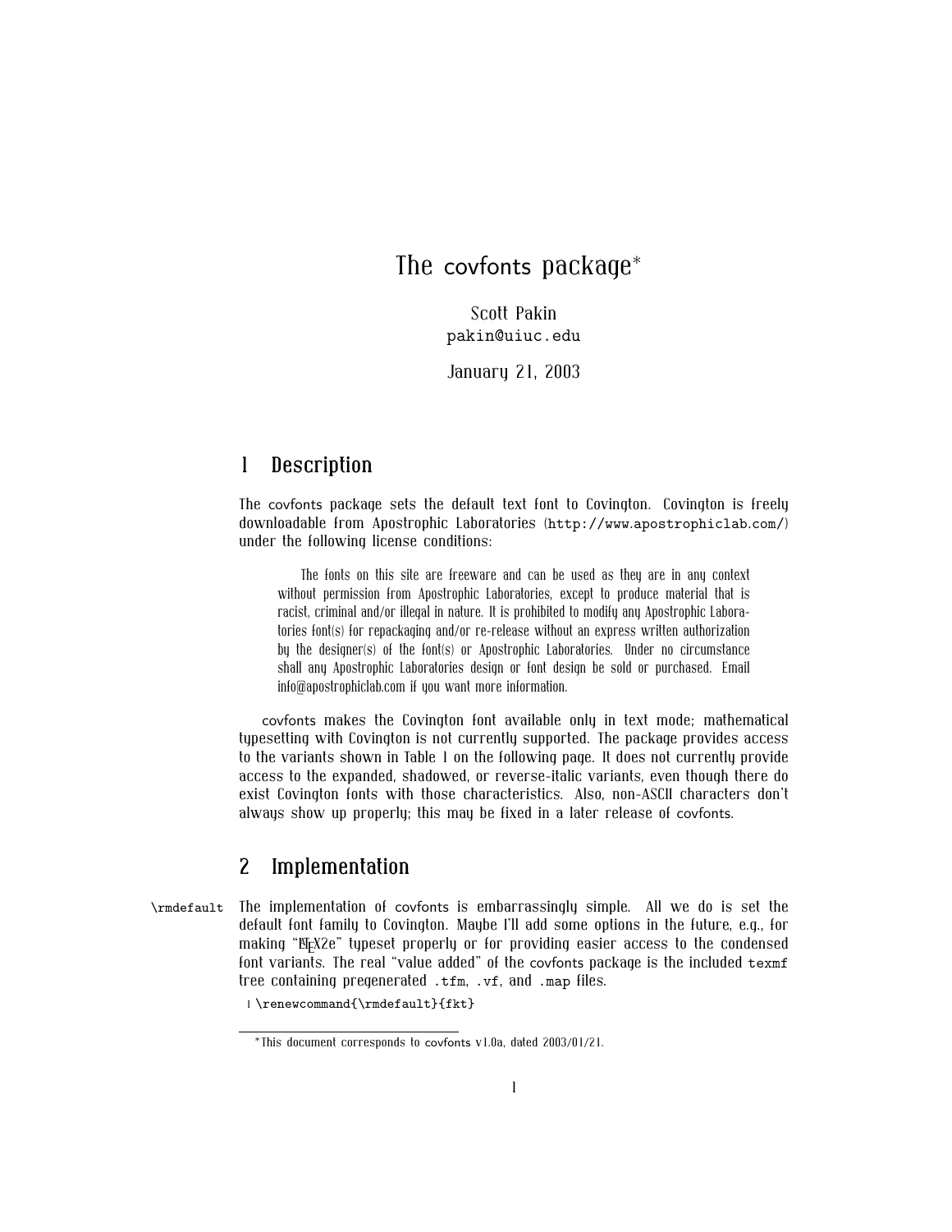# The covfonts package*

Scott Pakin
pakin@uiuc.edu

January 21, 2003

## 1 Description

The covfonts package sets the default text font to Covington. Covington is freely downloadable from Apostrophic Laboratories (http://www.apostrophiclab.com/) under the following license conditions:

> The fonts on this site are freeware and can be used as they are in any context without permission from Apostrophic Laboratories, except to produce material that is racist, criminal and/or illegal in nature. It is prohibited to modify any Apostrophic Laboratories font(s) for repackaging and/or re-release without an express written authorization by the designer(s) of the font(s) or Apostrophic Laboratories. Under no circumstance shall any Apostrophic Laboratories design or font design be sold or purchased. Email info@apostrophiclab.com if you want more information.

covfonts makes the Covington font available only in text mode; mathematical typesetting with Covington is not currently supported. The package provides access to the variants shown in Table 1 on the following page. It does not currently provide access to the expanded, shadowed, or reverse-italic variants, even though there do exist Covington fonts with those characteristics. Also, non-ASCII characters don't always show up properly; this may be fixed in a later release of covfonts.

## 2 Implementation

\rmdefault The implementation of covfonts is embarrassingly simple. All we do is set the default font family to Covington. Maybe I'll add some options in the future, e.g., for making "LaTeX2e" typeset properly or for providing easier access to the condensed font variants. The real "value added" of the covfonts package is the included texmf tree containing pregenerated .tfm, .vf, and .map files.

```
1 \renewcommand{\rmdefault}{fkt}
```

*This document corresponds to covfonts v1.0a, dated 2003/01/21.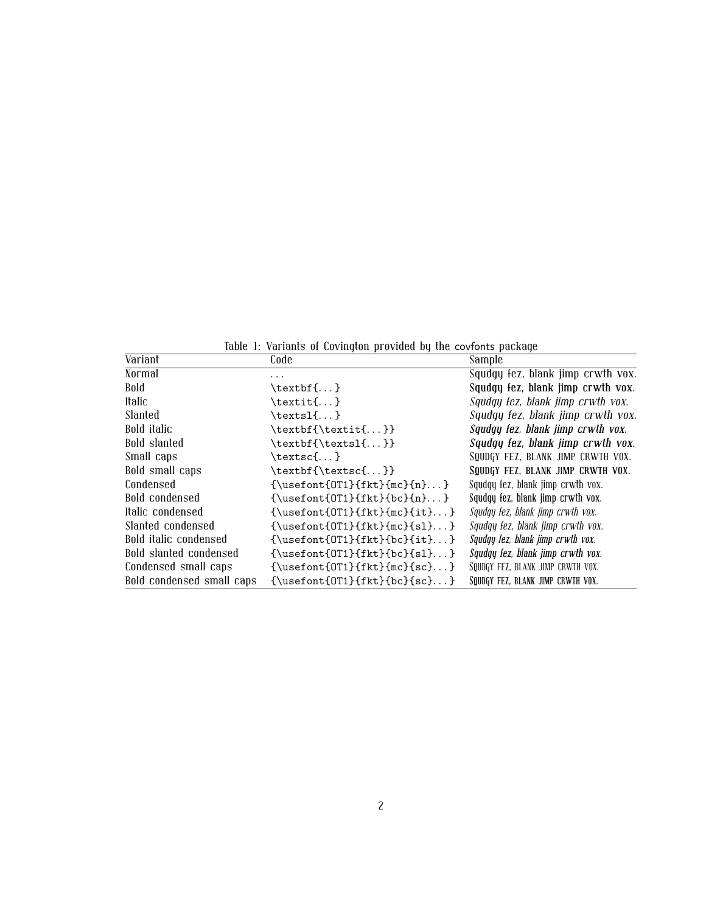Table 1: Variants of Covington provided by the covfonts package

| Variant | Code | Sample |
|---|---|---|
| Normal | ... | Squdgy fez, blank jimp crwth vox. |
| Bold | `\textbf{...}` | **Squdgy fez, blank jimp crwth vox.** |
| Italic | `\textit{...}` | *Squdgy fez, blank jimp crwth vox.* |
| Slanted | `\textsl{...}` | *Squdgy fez, blank jimp crwth vox.* |
| Bold italic | `\textbf{\textit{...}}` | ***Squdgy fez, blank jimp crwth vox.*** |
| Bold slanted | `\textbf{\textsl{...}}` | ***Squdgy fez, blank jimp crwth vox.*** |
| Small caps | `\textsc{...}` | SQUDGY FEZ, BLANK JIMP CRWTH VOX. |
| Bold small caps | `\textbf{\textsc{...}}` | **SQUDGY FEZ, BLANK JIMP CRWTH VOX.** |
| Condensed | `{\usefont{OT1}{fkt}{mc}{n}...}` | Squdgy fez, blank jimp crwth vox. |
| Bold condensed | `{\usefont{OT1}{fkt}{bc}{n}...}` | **Squdgy fez, blank jimp crwth vox.** |
| Italic condensed | `{\usefont{OT1}{fkt}{mc}{it}...}` | *Squdgy fez, blank jimp crwth vox.* |
| Slanted condensed | `{\usefont{OT1}{fkt}{mc}{sl}...}` | *Squdgy fez, blank jimp crwth vox.* |
| Bold italic condensed | `{\usefont{OT1}{fkt}{bc}{it}...}` | ***Squdgy fez, blank jimp crwth vox.*** |
| Bold slanted condensed | `{\usefont{OT1}{fkt}{bc}{sl}...}` | ***Squdgy fez, blank jimp crwth vox.*** |
| Condensed small caps | `{\usefont{OT1}{fkt}{mc}{sc}...}` | SQUDGY FEZ, BLANK JIMP CRWTH VOX. |
| Bold condensed small caps | `{\usefont{OT1}{fkt}{bc}{sc}...}` | **SQUDGY FEZ, BLANK JIMP CRWTH VOX.** |